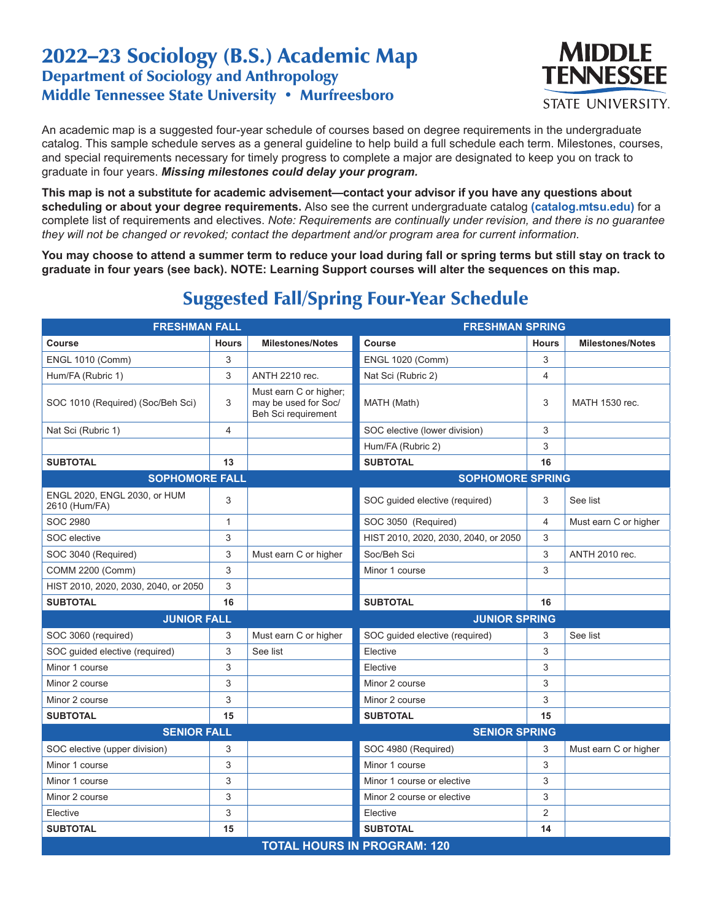# 2022–23 Sociology (B.S.) Academic Map

## Department of Sociology and Anthropology

## Middle Tennessee State University • Murfreesboro

An academic map is a suggested four-year schedule of courses based on degree requirements in the undergraduate catalog. This sample schedule serves as a general guideline to help build a full schedule each term. Milestones, courses, and special requirements necessary for timely progress to complete a major are designated to keep you on track to graduate in four years. ***Missing milestones could delay your program.***

**This map is not a substitute for academic advisement—contact your advisor if you have any questions about scheduling or about your degree requirements.** Also see the current undergraduate catalog **(catalog.mtsu.edu)** for a complete list of requirements and electives. *Note: Requirements are continually under revision, and there is no guarantee they will not be changed or revoked; contact the department and/or program area for current information.*

**You may choose to attend a summer term to reduce your load during fall or spring terms but still stay on track to graduate in four years (see back). NOTE: Learning Support courses will alter the sequences on this map.**

## Suggested Fall/Spring Four-Year Schedule

| FRESHMAN FALL | | | FRESHMAN SPRING | | |
|---|---|---|---|---|---|
| **Course** | **Hours** | **Milestones/Notes** | **Course** | **Hours** | **Milestones/Notes** |
| ENGL 1010 (Comm) | 3 | | ENGL 1020 (Comm) | 3 | |
| Hum/FA (Rubric 1) | 3 | ANTH 2210 rec. | Nat Sci (Rubric 2) | 4 | |
| SOC 1010 (Required) (Soc/Beh Sci) | 3 | Must earn C or higher; may be used for Soc/ Beh Sci requirement | MATH (Math) | 3 | MATH 1530 rec. |
| Nat Sci (Rubric 1) | 4 | | SOC elective (lower division) | 3 | |
| | | | Hum/FA (Rubric 2) | 3 | |
| **SUBTOTAL** | **13** | | **SUBTOTAL** | **16** | |
| **SOPHOMORE FALL** | | | **SOPHOMORE SPRING** | | |
| ENGL 2020, ENGL 2030, or HUM 2610 (Hum/FA) | 3 | | SOC guided elective (required) | 3 | See list |
| SOC 2980 | 1 | | SOC 3050 (Required) | 4 | Must earn C or higher |
| SOC elective | 3 | | HIST 2010, 2020, 2030, 2040, or 2050 | 3 | |
| SOC 3040 (Required) | 3 | Must earn C or higher | Soc/Beh Sci | 3 | ANTH 2010 rec. |
| COMM 2200 (Comm) | 3 | | Minor 1 course | 3 | |
| HIST 2010, 2020, 2030, 2040, or 2050 | 3 | | | | |
| **SUBTOTAL** | **16** | | **SUBTOTAL** | **16** | |
| **JUNIOR FALL** | | | **JUNIOR SPRING** | | |
| SOC 3060 (required) | 3 | Must earn C or higher | SOC guided elective (required) | 3 | See list |
| SOC guided elective (required) | 3 | See list | Elective | 3 | |
| Minor 1 course | 3 | | Elective | 3 | |
| Minor 2 course | 3 | | Minor 2 course | 3 | |
| Minor 2 course | 3 | | Minor 2 course | 3 | |
| **SUBTOTAL** | **15** | | **SUBTOTAL** | **15** | |
| **SENIOR FALL** | | | **SENIOR SPRING** | | |
| SOC elective (upper division) | 3 | | SOC 4980 (Required) | 3 | Must earn C or higher |
| Minor 1 course | 3 | | Minor 1 course | 3 | |
| Minor 1 course | 3 | | Minor 1 course or elective | 3 | |
| Minor 2 course | 3 | | Minor 2 course or elective | 3 | |
| Elective | 3 | | Elective | 2 | |
| **SUBTOTAL** | **15** | | **SUBTOTAL** | **14** | |
| **TOTAL HOURS IN PROGRAM: 120** | | | | | |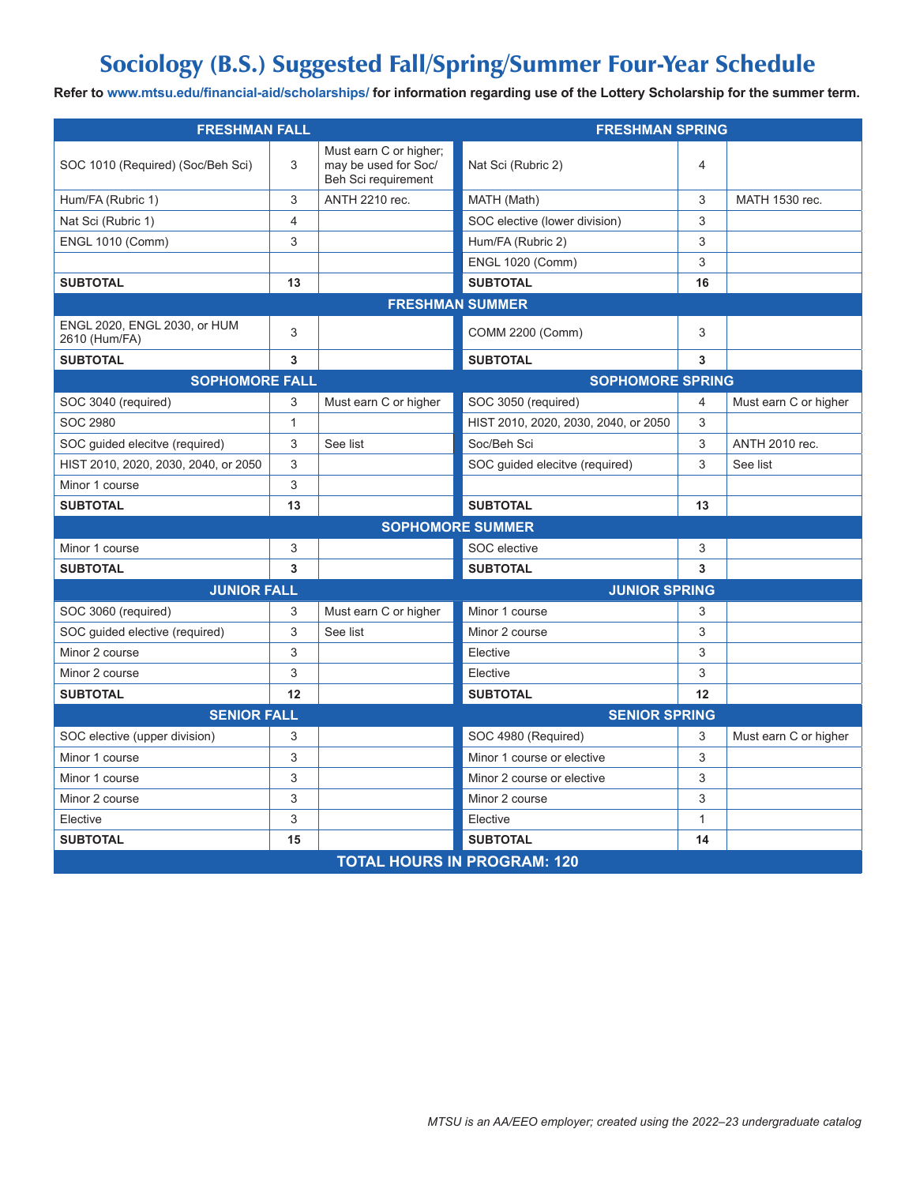# Sociology (B.S.) Suggested Fall/Spring/Summer Four-Year Schedule

**Refer to www.mtsu.edu/financial-aid/scholarships/ for information regarding use of the Lottery Scholarship for the summer term.**

| FRESHMAN FALL | | | FRESHMAN SPRING | | |
|---|---|---|---|---|---|
| SOC 1010 (Required) (Soc/Beh Sci) | 3 | Must earn C or higher; may be used for Soc/Beh Sci requirement | Nat Sci (Rubric 2) | 4 | |
| Hum/FA (Rubric 1) | 3 | ANTH 2210 rec. | MATH (Math) | 3 | MATH 1530 rec. |
| Nat Sci (Rubric 1) | 4 | | SOC elective (lower division) | 3 | |
| ENGL 1010 (Comm) | 3 | | Hum/FA (Rubric 2) | 3 | |
| | | | ENGL 1020 (Comm) | 3 | |
| **SUBTOTAL** | **13** | | **SUBTOTAL** | **16** | |
| **FRESHMAN SUMMER** | | | | | |
| ENGL 2020, ENGL 2030, or HUM 2610 (Hum/FA) | 3 | | COMM 2200 (Comm) | 3 | |
| **SUBTOTAL** | **3** | | **SUBTOTAL** | **3** | |
| **SOPHOMORE FALL** | | | **SOPHOMORE SPRING** | | |
| SOC 3040 (required) | 3 | Must earn C or higher | SOC 3050 (required) | 4 | Must earn C or higher |
| SOC 2980 | 1 | | HIST 2010, 2020, 2030, 2040, or 2050 | 3 | |
| SOC guided elecitve (required) | 3 | See list | Soc/Beh Sci | 3 | ANTH 2010 rec. |
| HIST 2010, 2020, 2030, 2040, or 2050 | 3 | | SOC guided elecitve (required) | 3 | See list |
| Minor 1 course | 3 | | | | |
| **SUBTOTAL** | **13** | | **SUBTOTAL** | **13** | |
| **SOPHOMORE SUMMER** | | | | | |
| Minor 1 course | 3 | | SOC elective | 3 | |
| **SUBTOTAL** | **3** | | **SUBTOTAL** | **3** | |
| **JUNIOR FALL** | | | **JUNIOR SPRING** | | |
| SOC 3060 (required) | 3 | Must earn C or higher | Minor 1 course | 3 | |
| SOC guided elective (required) | 3 | See list | Minor 2 course | 3 | |
| Minor 2 course | 3 | | Elective | 3 | |
| Minor 2 course | 3 | | Elective | 3 | |
| **SUBTOTAL** | **12** | | **SUBTOTAL** | **12** | |
| **SENIOR FALL** | | | **SENIOR SPRING** | | |
| SOC elective (upper division) | 3 | | SOC 4980 (Required) | 3 | Must earn C or higher |
| Minor 1 course | 3 | | Minor 1 course or elective | 3 | |
| Minor 1 course | 3 | | Minor 2 course or elective | 3 | |
| Minor 2 course | 3 | | Minor 2 course | 3 | |
| Elective | 3 | | Elective | 1 | |
| **SUBTOTAL** | **15** | | **SUBTOTAL** | **14** | |
| **TOTAL HOURS IN PROGRAM: 120** | | | | | |

*MTSU is an AA/EEO employer; created using the 2022–23 undergraduate catalog*